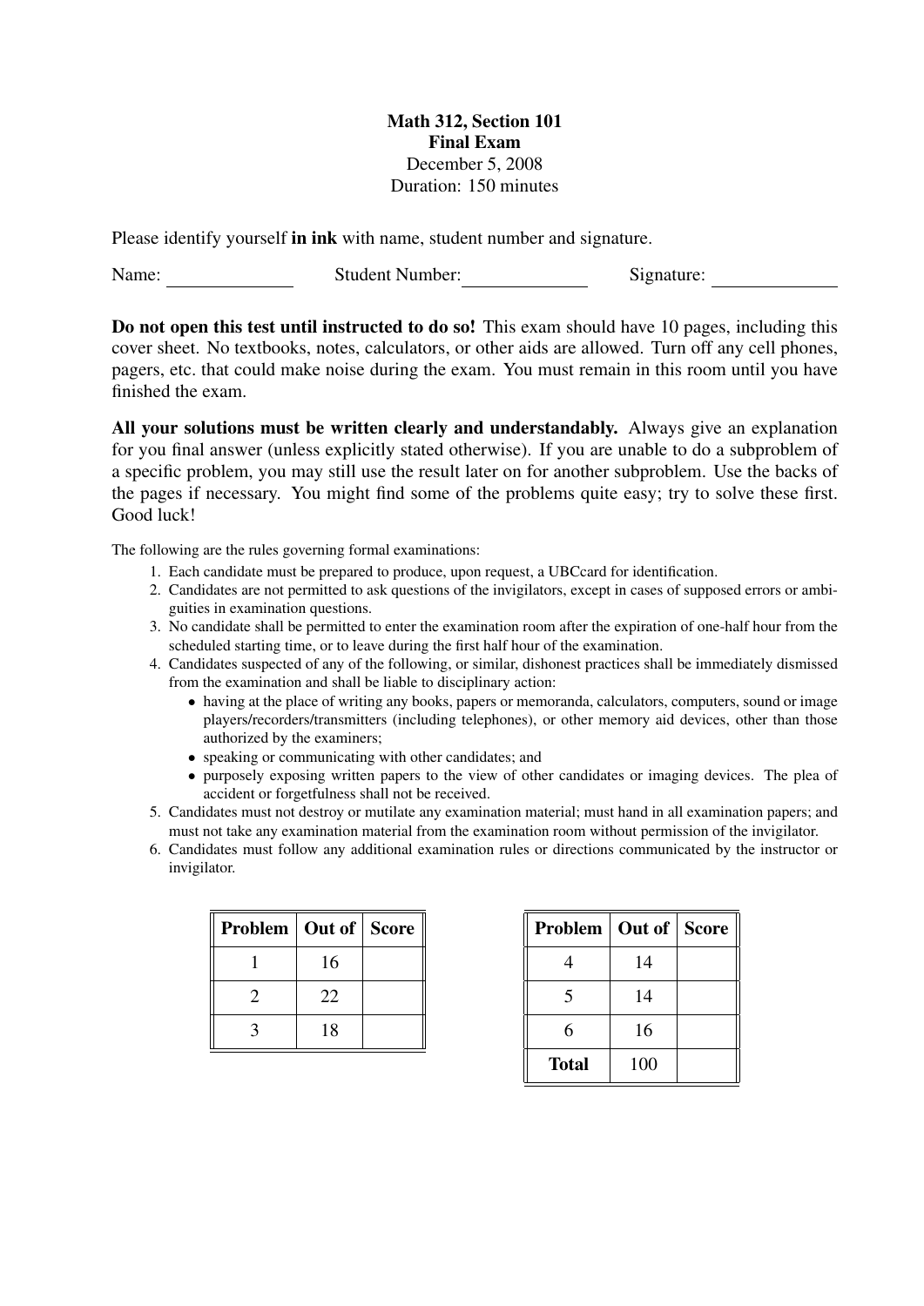**Math 312, Section 101**
**Final Exam**
December 5, 2008
Duration: 150 minutes

Please identify yourself **in ink** with name, student number and signature.

Name: ______________ Student Number: ______________ Signature: ______________

**Do not open this test until instructed to do so!** This exam should have 10 pages, including this cover sheet. No textbooks, notes, calculators, or other aids are allowed. Turn off any cell phones, pagers, etc. that could make noise during the exam. You must remain in this room until you have finished the exam.

**All your solutions must be written clearly and understandably.** Always give an explanation for you final answer (unless explicitly stated otherwise). If you are unable to do a subproblem of a specific problem, you may still use the result later on for another subproblem. Use the backs of the pages if necessary. You might find some of the problems quite easy; try to solve these first. Good luck!

The following are the rules governing formal examinations:

1. Each candidate must be prepared to produce, upon request, a UBCcard for identification.
2. Candidates are not permitted to ask questions of the invigilators, except in cases of supposed errors or ambiguities in examination questions.
3. No candidate shall be permitted to enter the examination room after the expiration of one-half hour from the scheduled starting time, or to leave during the first half hour of the examination.
4. Candidates suspected of any of the following, or similar, dishonest practices shall be immediately dismissed from the examination and shall be liable to disciplinary action:
   - having at the place of writing any books, papers or memoranda, calculators, computers, sound or image players/recorders/transmitters (including telephones), or other memory aid devices, other than those authorized by the examiners;
   - speaking or communicating with other candidates; and
   - purposely exposing written papers to the view of other candidates or imaging devices. The plea of accident or forgetfulness shall not be received.
5. Candidates must not destroy or mutilate any examination material; must hand in all examination papers; and must not take any examination material from the examination room without permission of the invigilator.
6. Candidates must follow any additional examination rules or directions communicated by the instructor or invigilator.

| Problem | Out of | Score |
|---|---|---|
| 1 | 16 | |
| 2 | 22 | |
| 3 | 18 | |

| Problem | Out of | Score |
|---|---|---|
| 4 | 14 | |
| 5 | 14 | |
| 6 | 16 | |
| **Total** | 100 | |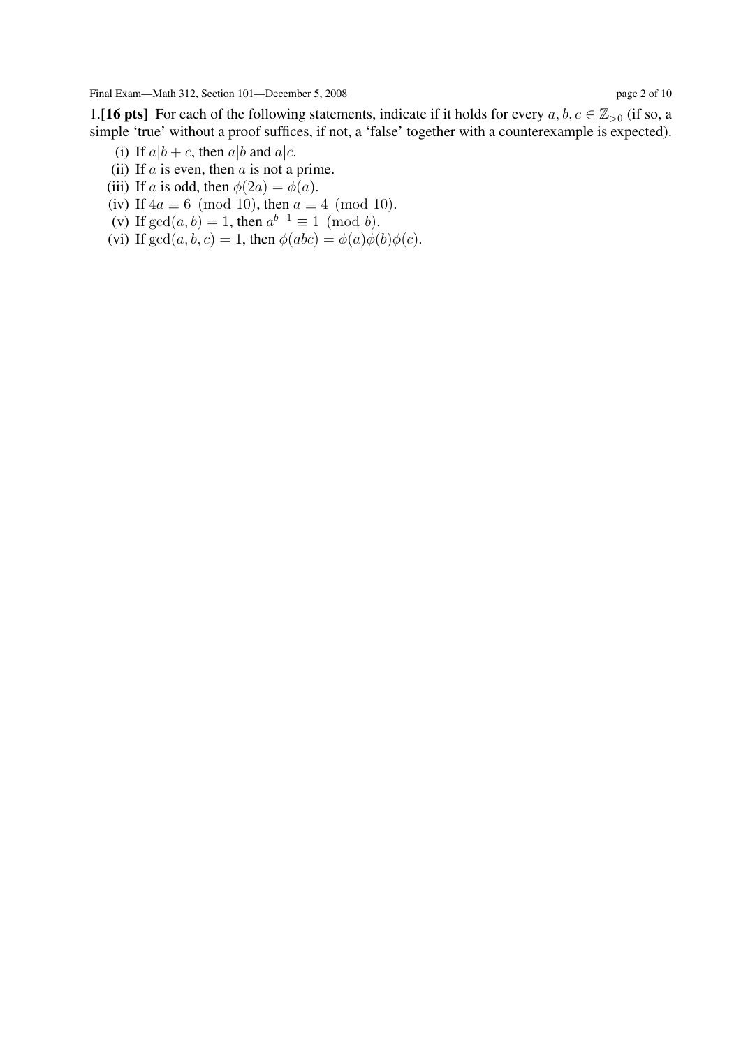1.**[16 pts]** For each of the following statements, indicate if it holds for every $a, b, c \in \mathbb{Z}_{>0}$ (if so, a simple 'true' without a proof suffices, if not, a 'false' together with a counterexample is expected).

(i) If $a|b+c$, then $a|b$ and $a|c$.

(ii) If $a$ is even, then $a$ is not a prime.

(iii) If $a$ is odd, then $\phi(2a) = \phi(a)$.

(iv) If $4a \equiv 6 \pmod{10}$, then $a \equiv 4 \pmod{10}$.

(v) If $\gcd(a, b) = 1$, then $a^{b-1} \equiv 1 \pmod{b}$.

(vi) If $\gcd(a, b, c) = 1$, then $\phi(abc) = \phi(a)\phi(b)\phi(c)$.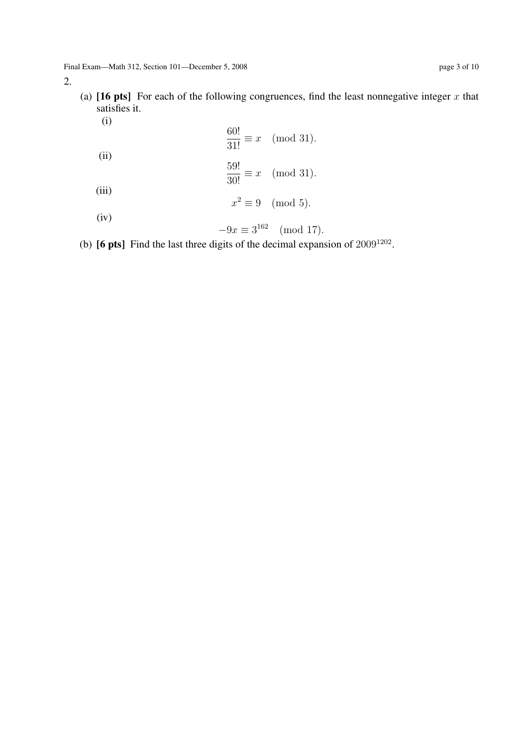2.

(a) **[16 pts]** For each of the following congruences, find the least nonnegative integer $x$ that satisfies it.

(i)

$$\frac{60!}{31!} \equiv x \pmod{31}.$$

(ii)

$$\frac{59!}{30!} \equiv x \pmod{31}.$$

(iii)

$$x^2 \equiv 9 \pmod{5}.$$

(iv)

$$-9x \equiv 3^{162} \pmod{17}.$$

(b) **[6 pts]** Find the last three digits of the decimal expansion of $2009^{1202}$.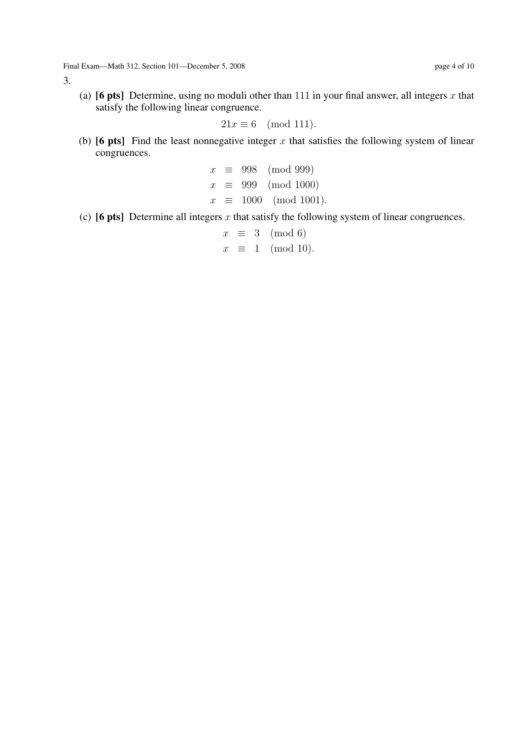3.

(a) **[6 pts]** Determine, using no moduli other than 111 in your final answer, all integers $x$ that satisfy the following linear congruence.

$$21x \equiv 6 \pmod{111}.$$

(b) **[6 pts]** Find the least nonnegative integer $x$ that satisfies the following system of linear congruences.

$$\begin{aligned} x &\equiv 998 \pmod{999} \\ x &\equiv 999 \pmod{1000} \\ x &\equiv 1000 \pmod{1001}. \end{aligned}$$

(c) **[6 pts]** Determine all integers $x$ that satisfy the following system of linear congruences.

$$\begin{aligned} x &\equiv 3 \pmod{6} \\ x &\equiv 1 \pmod{10}. \end{aligned}$$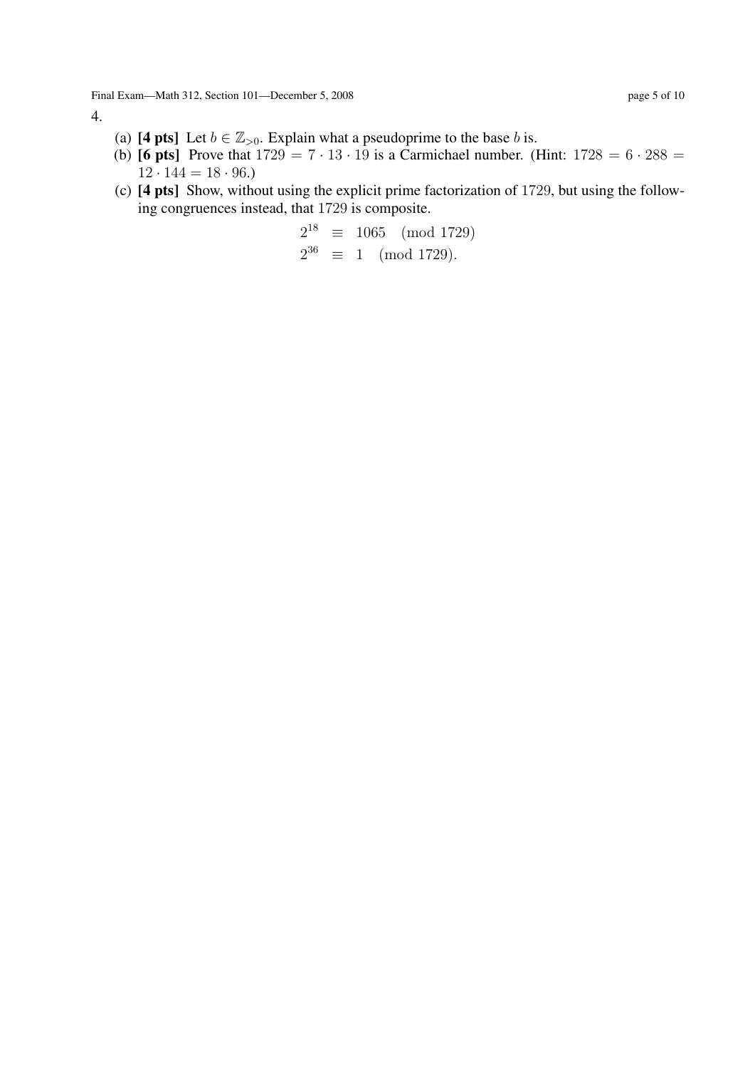4.

(a) **[4 pts]** Let $b \in \mathbb{Z}_{>0}$. Explain what a pseudoprime to the base $b$ is.

(b) **[6 pts]** Prove that $1729 = 7 \cdot 13 \cdot 19$ is a Carmichael number. (Hint: $1728 = 6 \cdot 288 = 12 \cdot 144 = 18 \cdot 96$.)

(c) **[4 pts]** Show, without using the explicit prime factorization of $1729$, but using the following congruences instead, that $1729$ is composite.

$$
\begin{aligned}
2^{18} &\equiv 1065 \pmod{1729} \\
2^{36} &\equiv 1 \pmod{1729}.
\end{aligned}
$$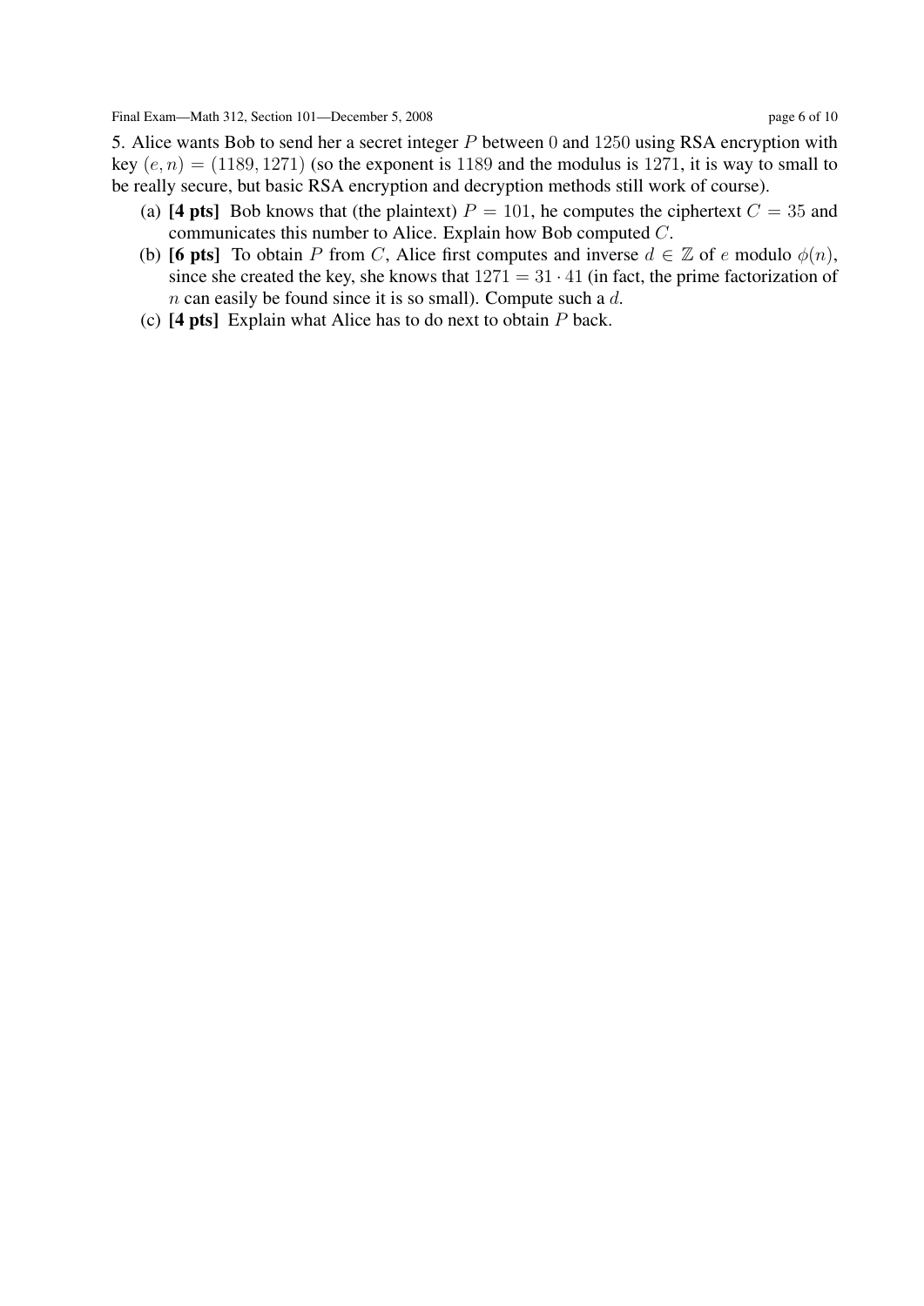5. Alice wants Bob to send her a secret integer $P$ between $0$ and $1250$ using RSA encryption with key $(e, n) = (1189, 1271)$ (so the exponent is $1189$ and the modulus is $1271$, it is way to small to be really secure, but basic RSA encryption and decryption methods still work of course).

(a) **[4 pts]** Bob knows that (the plaintext) $P = 101$, he computes the ciphertext $C = 35$ and communicates this number to Alice. Explain how Bob computed $C$.

(b) **[6 pts]** To obtain $P$ from $C$, Alice first computes and inverse $d \in \mathbb{Z}$ of $e$ modulo $\phi(n)$, since she created the key, she knows that $1271 = 31 \cdot 41$ (in fact, the prime factorization of $n$ can easily be found since it is so small). Compute such a $d$.

(c) **[4 pts]** Explain what Alice has to do next to obtain $P$ back.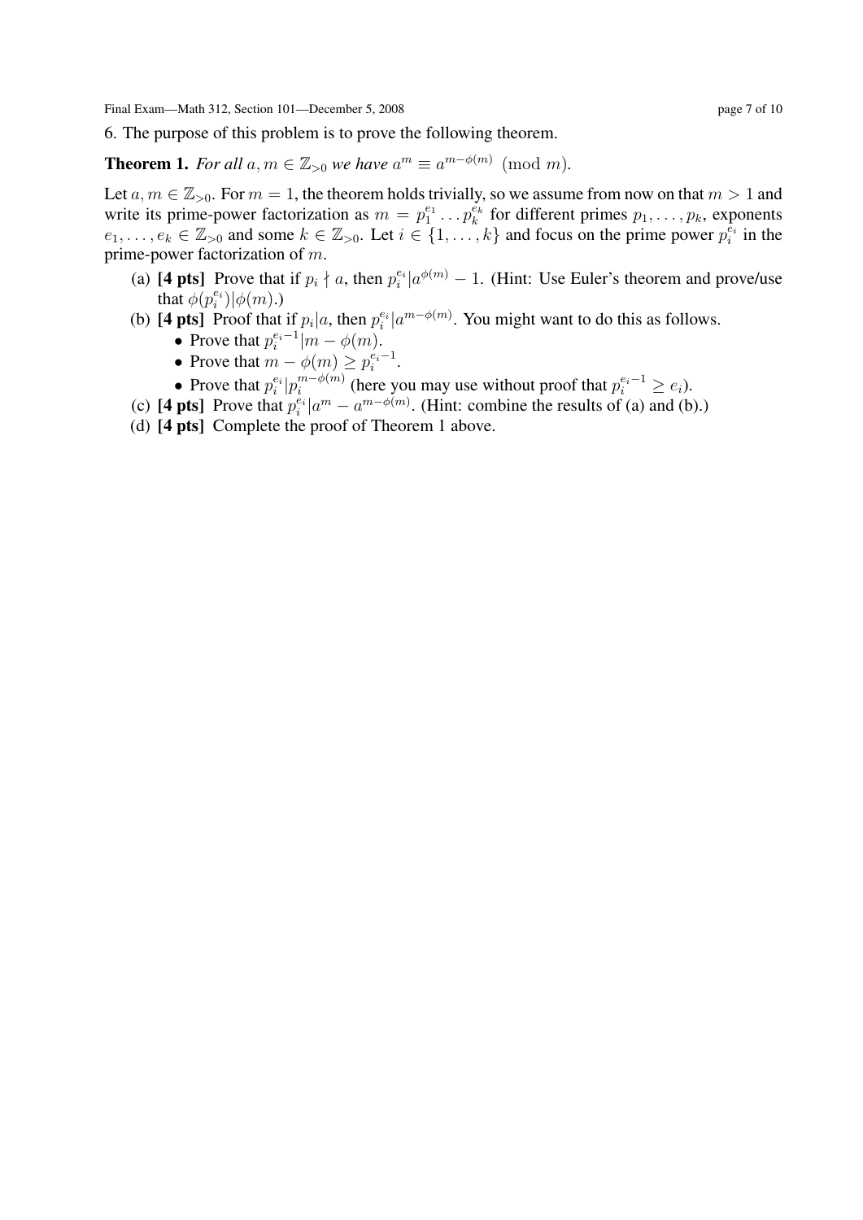6. The purpose of this problem is to prove the following theorem.

**Theorem 1.** *For all* $a, m \in \mathbb{Z}_{>0}$ *we have* $a^m \equiv a^{m-\phi(m)} \pmod{m}$.

Let $a, m \in \mathbb{Z}_{>0}$. For $m = 1$, the theorem holds trivially, so we assume from now on that $m > 1$ and write its prime-power factorization as $m = p_1^{e_1} \dots p_k^{e_k}$ for different primes $p_1, \dots, p_k$, exponents $e_1, \dots, e_k \in \mathbb{Z}_{>0}$ and some $k \in \mathbb{Z}_{>0}$. Let $i \in \{1, \dots, k\}$ and focus on the prime power $p_i^{e_i}$ in the prime-power factorization of $m$.

(a) **[4 pts]** Prove that if $p_i \nmid a$, then $p_i^{e_i} | a^{\phi(m)} - 1$. (Hint: Use Euler's theorem and prove/use that $\phi(p_i^{e_i}) | \phi(m)$.)

(b) **[4 pts]** Proof that if $p_i | a$, then $p_i^{e_i} | a^{m-\phi(m)}$. You might want to do this as follows.
- Prove that $p_i^{e_i - 1} | m - \phi(m)$.
- Prove that $m - \phi(m) \geq p_i^{e_i - 1}$.
- Prove that $p_i^{e_i} | p_i^{m-\phi(m)}$ (here you may use without proof that $p_i^{e_i-1} \geq e_i$).

(c) **[4 pts]** Prove that $p_i^{e_i} | a^m - a^{m-\phi(m)}$. (Hint: combine the results of (a) and (b).)

(d) **[4 pts]** Complete the proof of Theorem 1 above.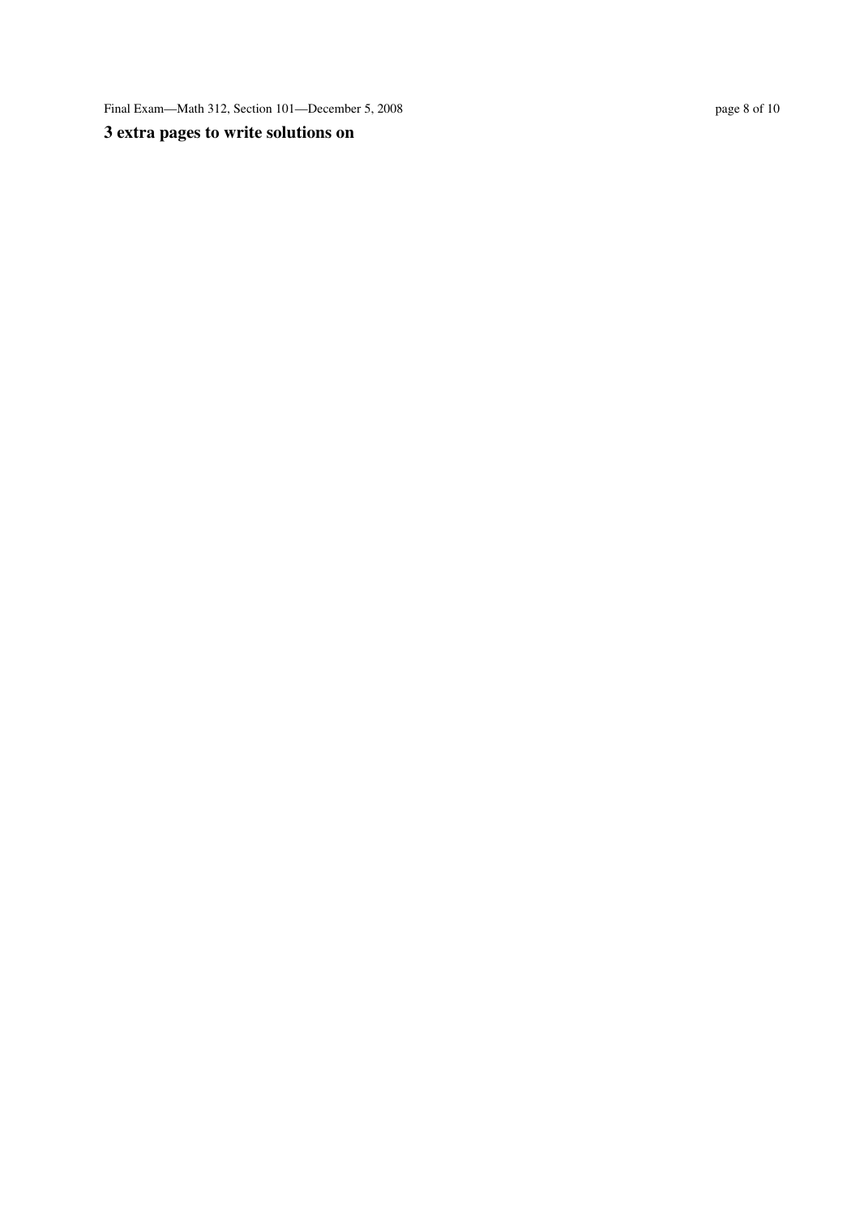**3 extra pages to write solutions on**